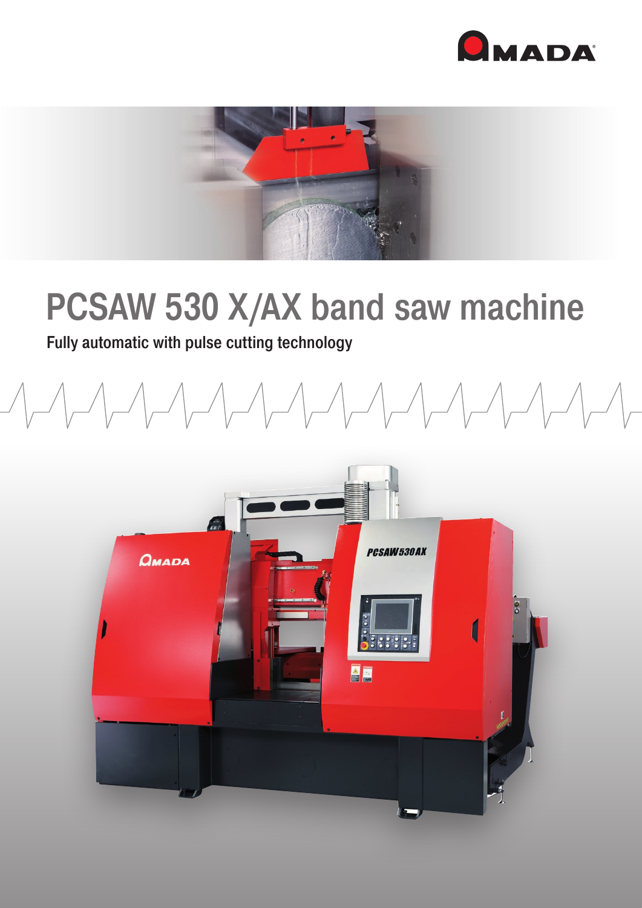# PCSAW 530 X/AX band saw machine

**Fully automatic with pulse cutting technology**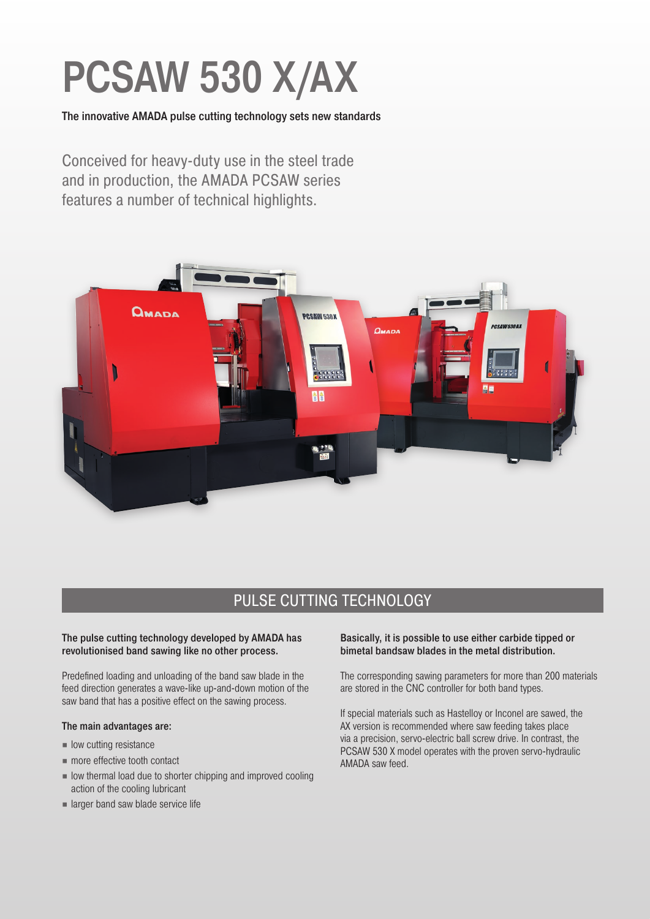# PCSAW 530 X/AX

**The innovative AMADA pulse cutting technology sets new standards**

Conceived for heavy-duty use in the steel trade and in production, the AMADA PCSAW series features a number of technical highlights.

## PULSE CUTTING TECHNOLOGY

**The pulse cutting technology developed by AMADA has revolutionised band sawing like no other process.**

Predefined loading and unloading of the band saw blade in the feed direction generates a wave-like up-and-down motion of the saw band that has a positive effect on the sawing process.

**The main advantages are:**

- low cutting resistance
- more effective tooth contact
- low thermal load due to shorter chipping and improved cooling action of the cooling lubricant
- larger band saw blade service life

**Basically, it is possible to use either carbide tipped or bimetal bandsaw blades in the metal distribution.**

The corresponding sawing parameters for more than 200 materials are stored in the CNC controller for both band types.

If special materials such as Hastelloy or Inconel are sawed, the AX version is recommended where saw feeding takes place via a precision, servo-electric ball screw drive. In contrast, the PCSAW 530 X model operates with the proven servo-hydraulic AMADA saw feed.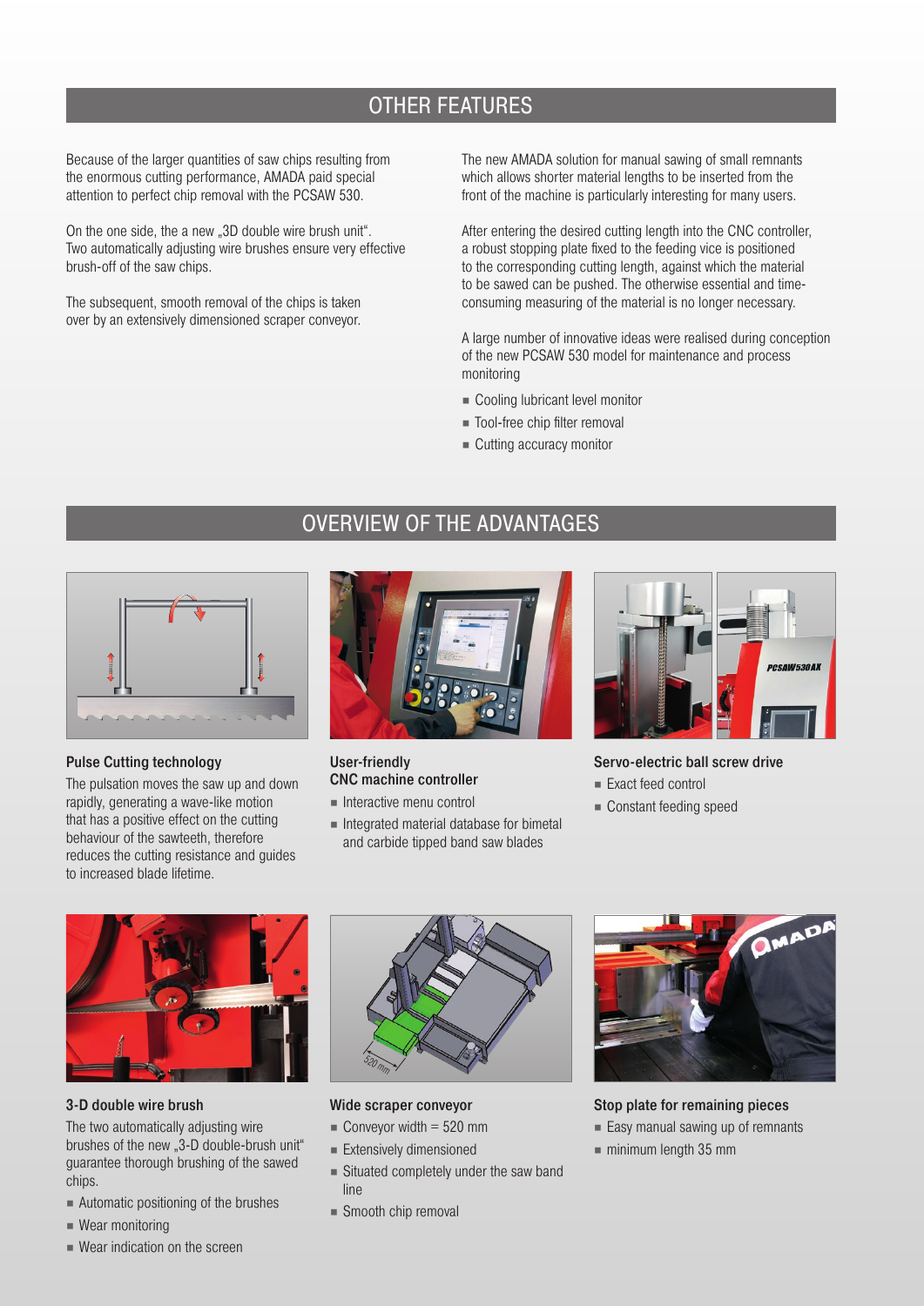## OTHER FEATURES

Because of the larger quantities of saw chips resulting from the enormous cutting performance, AMADA paid special attention to perfect chip removal with the PCSAW 530.

On the one side, the a new „3D double wire brush unit". Two automatically adjusting wire brushes ensure very effective brush-off of the saw chips.

The subsequent, smooth removal of the chips is taken over by an extensively dimensioned scraper conveyor.

The new AMADA solution for manual sawing of small remnants which allows shorter material lengths to be inserted from the front of the machine is particularly interesting for many users.

After entering the desired cutting length into the CNC controller, a robust stopping plate fixed to the feeding vice is positioned to the corresponding cutting length, against which the material to be sawed can be pushed. The otherwise essential and time-consuming measuring of the material is no longer necessary.

A large number of innovative ideas were realised during conception of the new PCSAW 530 model for maintenance and process monitoring

- Cooling lubricant level monitor
- Tool-free chip filter removal
- Cutting accuracy monitor

## OVERVIEW OF THE ADVANTAGES

### Pulse Cutting technology

The pulsation moves the saw up and down rapidly, generating a wave-like motion that has a positive effect on the cutting behaviour of the sawteeth, therefore reduces the cutting resistance and guides to increased blade lifetime.

### User-friendly CNC machine controller

- Interactive menu control
- Integrated material database for bimetal and carbide tipped band saw blades

### Servo-electric ball screw drive

- Exact feed control
- Constant feeding speed

### 3-D double wire brush

The two automatically adjusting wire brushes of the new „3-D double-brush unit" guarantee thorough brushing of the sawed chips.

- Automatic positioning of the brushes
- Wear monitoring
- Wear indication on the screen

### Wide scraper conveyor

- Conveyor width = 520 mm
- Extensively dimensioned
- Situated completely under the saw band line
- Smooth chip removal

### Stop plate for remaining pieces

- Easy manual sawing up of remnants
- minimum length 35 mm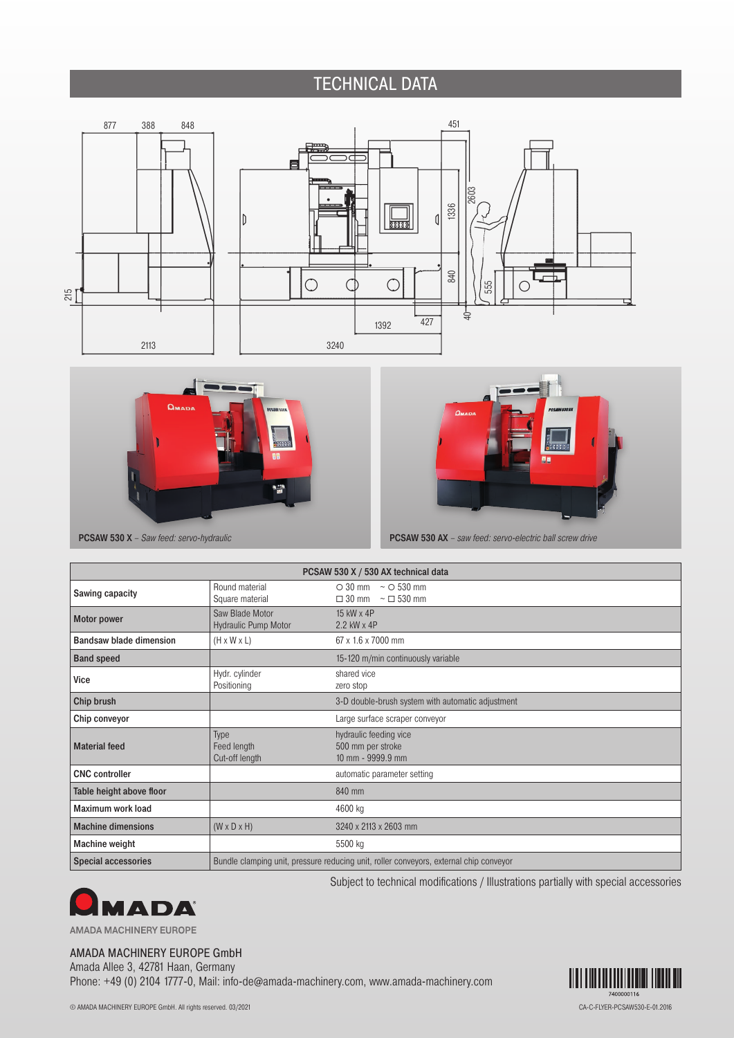# TECHNICAL DATA

877 388 848

451

2603

1336

840

555

215

40

1392 427

2113

3240

**PCSAW 530 X** – *Saw feed: servo-hydraulic*

**PCSAW 530 AX** – *saw feed: servo-electric ball screw drive*

| PCSAW 530 X / 530 AX technical data | | |
|---|---|---|
| **Sawing capacity** | Round material<br>Square material | ○ 30 mm ~ ○ 530 mm<br>□ 30 mm ~ □ 530 mm |
| **Motor power** | Saw Blade Motor<br>Hydraulic Pump Motor | 15 kW x 4P<br>2.2 kW x 4P |
| **Bandsaw blade dimension** | (H x W x L) | 67 x 1.6 x 7000 mm |
| **Band speed** | | 15-120 m/min continuously variable |
| **Vice** | Hydr. cylinder<br>Positioning | shared vice<br>zero stop |
| **Chip brush** | | 3-D double-brush system with automatic adjustment |
| **Chip conveyor** | | Large surface scraper conveyor |
| **Material feed** | Type<br>Feed length<br>Cut-off length | hydraulic feeding vice<br>500 mm per stroke<br>10 mm - 9999.9 mm |
| **CNC controller** | | automatic parameter setting |
| **Table height above floor** | | 840 mm |
| **Maximum work load** | | 4600 kg |
| **Machine dimensions** | (W x D x H) | 3240 x 2113 x 2603 mm |
| **Machine weight** | | 5500 kg |
| **Special accessories** | Bundle clamping unit, pressure reducing unit, roller conveyors, external chip conveyor | |

Subject to technical modifications / Illustrations partially with special accessories

AMADA MACHINERY EUROPE

AMADA MACHINERY EUROPE GmbH
Amada Allee 3, 42781 Haan, Germany
Phone: +49 (0) 2104 1777-0, Mail: info-de@amada-machinery.com, www.amada-machinery.com

© AMADA MACHINERY EUROPE GmbH. All rights reserved. 03/2021

7400000116

CA-C-FLYER-PCSAW530-E-01.2016